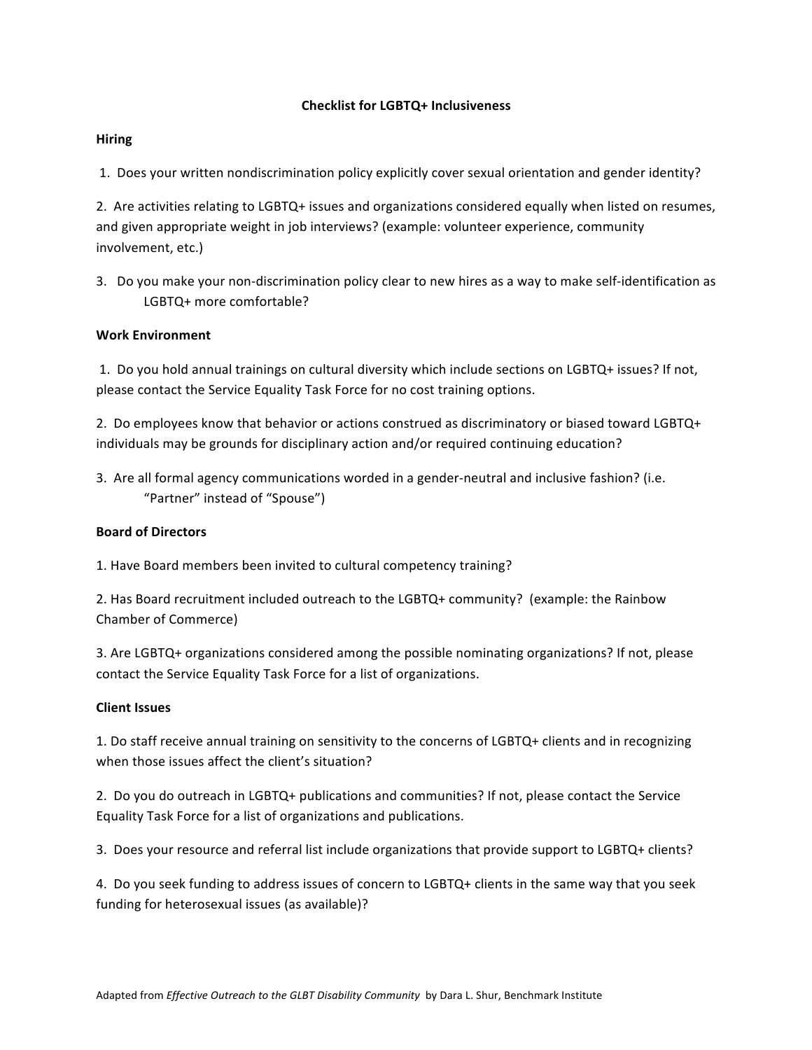# Checklist for LGBTQ+ Inclusiveness

## Hiring

1. Does your written nondiscrimination policy explicitly cover sexual orientation and gender identity?

2. Are activities relating to LGBTQ+ issues and organizations considered equally when listed on resumes, and given appropriate weight in job interviews? (example: volunteer experience, community involvement, etc.)

3. Do you make your non-discrimination policy clear to new hires as a way to make self-identification as LGBTQ+ more comfortable?

## Work Environment

1. Do you hold annual trainings on cultural diversity which include sections on LGBTQ+ issues? If not, please contact the Service Equality Task Force for no cost training options.

2. Do employees know that behavior or actions construed as discriminatory or biased toward LGBTQ+ individuals may be grounds for disciplinary action and/or required continuing education?

3. Are all formal agency communications worded in a gender-neutral and inclusive fashion? (i.e. "Partner" instead of "Spouse")

## Board of Directors

1. Have Board members been invited to cultural competency training?

2. Has Board recruitment included outreach to the LGBTQ+ community? (example: the Rainbow Chamber of Commerce)

3. Are LGBTQ+ organizations considered among the possible nominating organizations? If not, please contact the Service Equality Task Force for a list of organizations.

## Client Issues

1. Do staff receive annual training on sensitivity to the concerns of LGBTQ+ clients and in recognizing when those issues affect the client's situation?

2. Do you do outreach in LGBTQ+ publications and communities? If not, please contact the Service Equality Task Force for a list of organizations and publications.

3. Does your resource and referral list include organizations that provide support to LGBTQ+ clients?

4. Do you seek funding to address issues of concern to LGBTQ+ clients in the same way that you seek funding for heterosexual issues (as available)?

Adapted from *Effective Outreach to the GLBT Disability Community* by Dara L. Shur, Benchmark Institute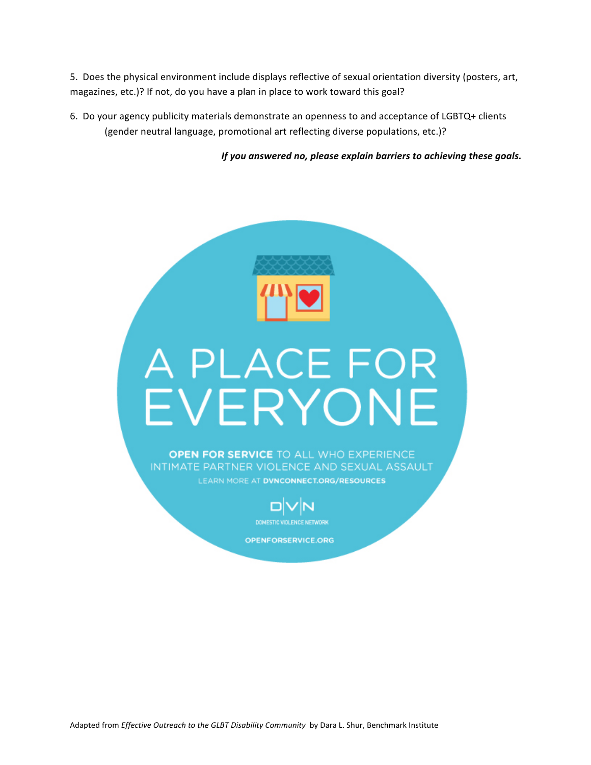5. Does the physical environment include displays reflective of sexual orientation diversity (posters, art, magazines, etc.)? If not, do you have a plan in place to work toward this goal?

6. Do your agency publicity materials demonstrate an openness to and acceptance of LGBTQ+ clients (gender neutral language, promotional art reflecting diverse populations, etc.)?

***If you answered no, please explain barriers to achieving these goals.***

A PLACE FOR EVERYONE

**OPEN FOR SERVICE** TO ALL WHO EXPERIENCE INTIMATE PARTNER VIOLENCE AND SEXUAL ASSAULT

LEARN MORE AT **DVNCONNECT.ORG/RESOURCES**

DVN

DOMESTIC VIOLENCE NETWORK

OPENFORSERVICE.ORG

Adapted from *Effective Outreach to the GLBT Disability Community* by Dara L. Shur, Benchmark Institute